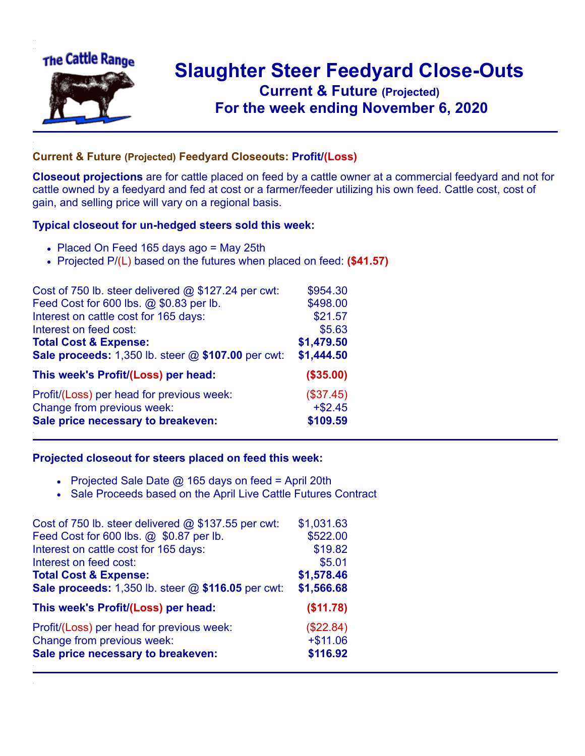# Slaughter Steer Feedyard Close-Outs

## Current & Future (Projected)

## For the week ending November 6, 2020

### Current & Future (Projected) Feedyard Closeouts: Profit/(Loss)

**Closeout projections** are for cattle placed on feed by a cattle owner at a commercial feedyard and not for cattle owned by a feedyard and fed at cost or a farmer/feeder utilizing his own feed. Cattle cost, cost of gain, and selling price will vary on a regional basis.

### Typical closeout for un-hedged steers sold this week:

- Placed On Feed 165 days ago = May 25th
- Projected P/(L) based on the futures when placed on feed: **($41.57)**

| | |
|---|---|
| Cost of 750 lb. steer delivered @ $127.24 per cwt: | $954.30 |
| Feed Cost for 600 lbs. @ $0.83 per lb. | $498.00 |
| Interest on cattle cost for 165 days: | $21.57 |
| Interest on feed cost: | $5.63 |
| **Total Cost & Expense:** | **$1,479.50** |
| **Sale proceeds:** 1,350 lb. steer @ **$107.00** per cwt: | **$1,444.50** |
| **This week's Profit/(Loss) per head:** | **($35.00)** |
| Profit/(Loss) per head for previous week: | ($37.45) |
| Change from previous week: | +$2.45 |
| **Sale price necessary to breakeven:** | **$109.59** |

### Projected closeout for steers placed on feed this week:

- Projected Sale Date @ 165 days on feed = April 20th
- Sale Proceeds based on the April Live Cattle Futures Contract

| | |
|---|---|
| Cost of 750 lb. steer delivered @ $137.55 per cwt: | $1,031.63 |
| Feed Cost for 600 lbs. @ $0.87 per lb. | $522.00 |
| Interest on cattle cost for 165 days: | $19.82 |
| Interest on feed cost: | $5.01 |
| **Total Cost & Expense:** | **$1,578.46** |
| **Sale proceeds:** 1,350 lb. steer @ **$116.05** per cwt: | **$1,566.68** |
| **This week's Profit/(Loss) per head:** | **($11.78)** |
| Profit/(Loss) per head for previous week: | ($22.84) |
| Change from previous week: | +$11.06 |
| **Sale price necessary to breakeven:** | **$116.92** |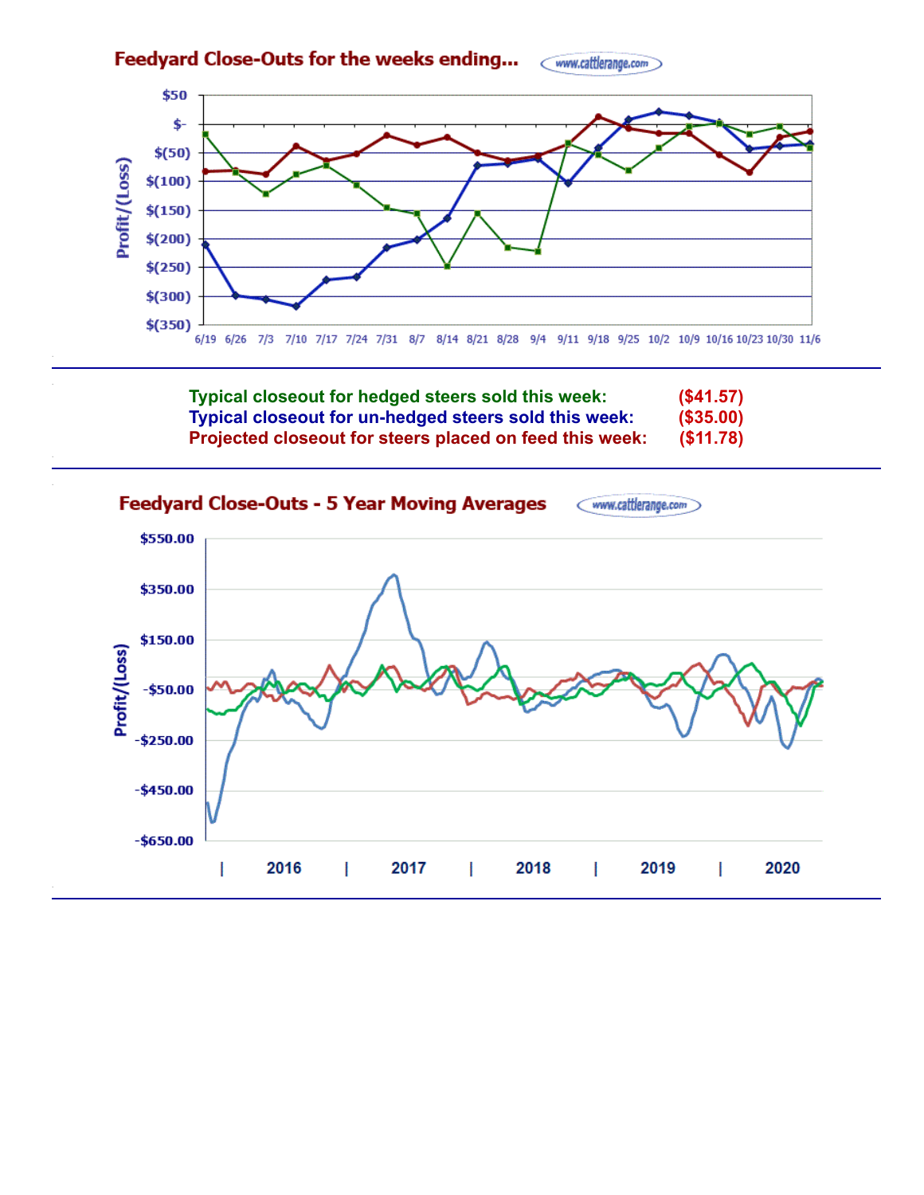## Feedyard Close-Outs for the weeks ending...

www.cattlerange.com

$50
$-
$(50)
$(100)
$(150)
$(200)
$(250)
$(300)
$(350)

Profit/(Loss)

6/19 6/26 7/3 7/10 7/17 7/24 7/31 8/7 8/14 8/21 8/28 9/4 9/11 9/18 9/25 10/2 10/9 10/16 10/23 10/30 11/6

**Typical closeout for hedged steers sold this week:** **($41.57)**
**Typical closeout for un-hedged steers sold this week:** **($35.00)**
**Projected closeout for steers placed on feed this week:** **($11.78)**

## Feedyard Close-Outs - 5 Year Moving Averages

www.cattlerange.com

$550.00
$350.00
$150.00
-$50.00
-$250.00
-$450.00
-$650.00

Profit/(Loss)

| 2016 | 2017 | 2018 | 2019 | 2020